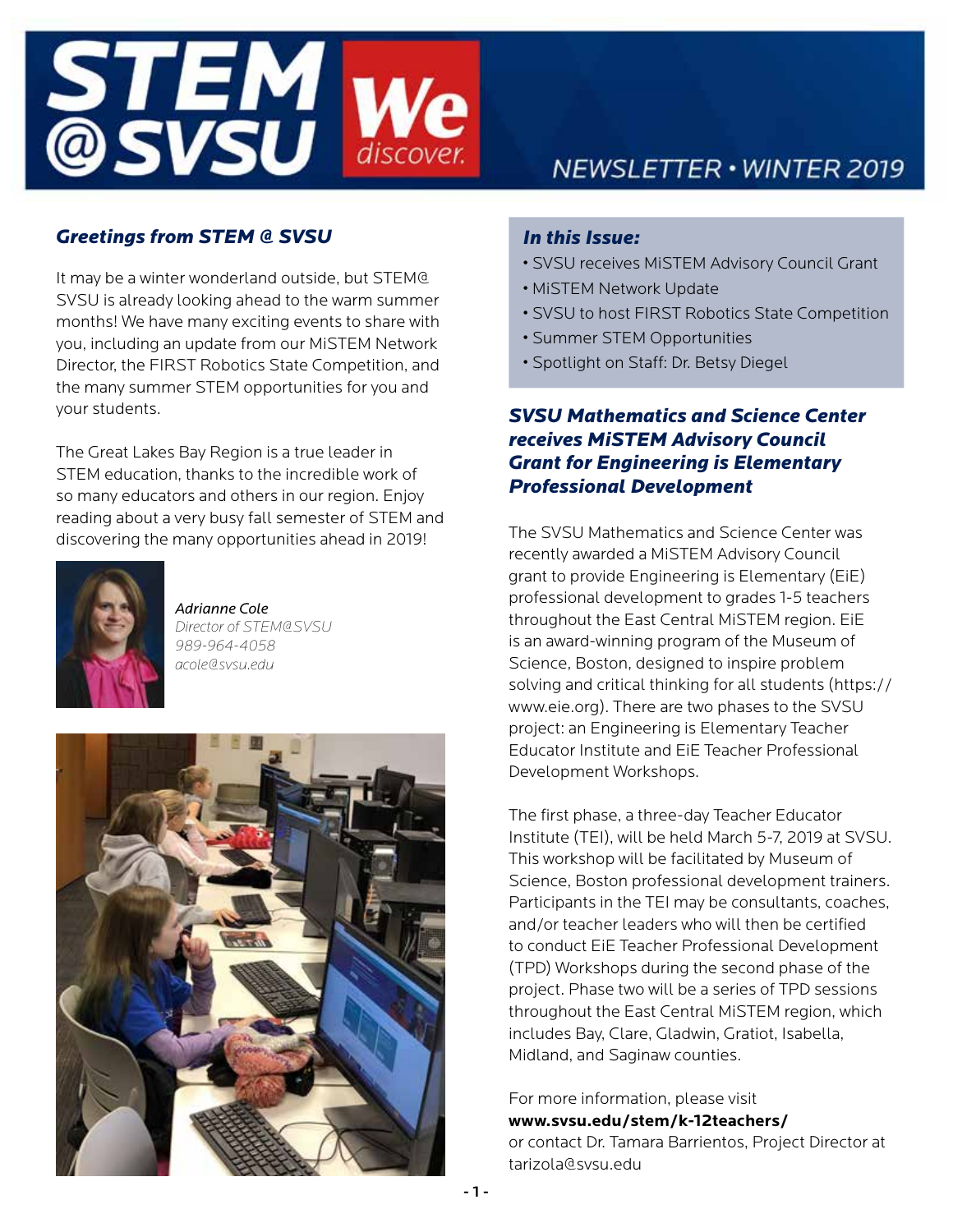# STEM @SVSU We discover.

NEWSLETTER • WINTER 2019

## Greetings from STEM @ SVSU

It may be a winter wonderland outside, but STEM@ SVSU is already looking ahead to the warm summer months! We have many exciting events to share with you, including an update from our MiSTEM Network Director, the FIRST Robotics State Competition, and the many summer STEM opportunities for you and your students.

The Great Lakes Bay Region is a true leader in STEM education, thanks to the incredible work of so many educators and others in our region. Enjoy reading about a very busy fall semester of STEM and discovering the many opportunities ahead in 2019!

*Adrianne Cole*
*Director of STEM@SVSU*
*989-964-4058*
*acole@svsu.edu*

### In this Issue:

- SVSU receives MiSTEM Advisory Council Grant
- MiSTEM Network Update
- SVSU to host FIRST Robotics State Competition
- Summer STEM Opportunities
- Spotlight on Staff: Dr. Betsy Diegel

## SVSU Mathematics and Science Center receives MiSTEM Advisory Council Grant for Engineering is Elementary Professional Development

The SVSU Mathematics and Science Center was recently awarded a MiSTEM Advisory Council grant to provide Engineering is Elementary (EiE) professional development to grades 1-5 teachers throughout the East Central MiSTEM region. EiE is an award-winning program of the Museum of Science, Boston, designed to inspire problem solving and critical thinking for all students (https://www.eie.org). There are two phases to the SVSU project: an Engineering is Elementary Teacher Educator Institute and EiE Teacher Professional Development Workshops.

The first phase, a three-day Teacher Educator Institute (TEI), will be held March 5-7, 2019 at SVSU. This workshop will be facilitated by Museum of Science, Boston professional development trainers. Participants in the TEI may be consultants, coaches, and/or teacher leaders who will then be certified to conduct EiE Teacher Professional Development (TPD) Workshops during the second phase of the project. Phase two will be a series of TPD sessions throughout the East Central MiSTEM region, which includes Bay, Clare, Gladwin, Gratiot, Isabella, Midland, and Saginaw counties.

For more information, please visit
**www.svsu.edu/stem/k-12teachers/**
or contact Dr. Tamara Barrientos, Project Director at tarizola@svsu.edu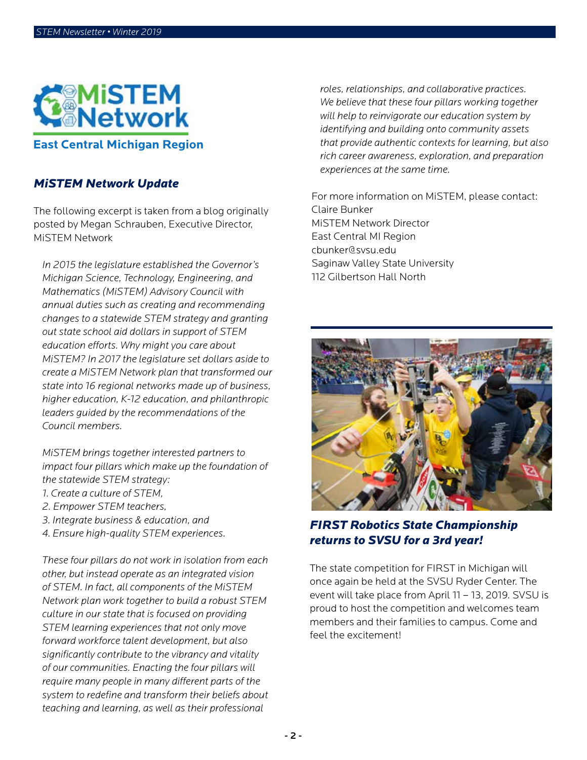# MiSTEM Network

**East Central Michigan Region**

## *MiSTEM Network Update*

The following excerpt is taken from a blog originally posted by Megan Schrauben, Executive Director, MiSTEM Network

*In 2015 the legislature established the Governor's Michigan Science, Technology, Engineering, and Mathematics (MiSTEM) Advisory Council with annual duties such as creating and recommending changes to a statewide STEM strategy and granting out state school aid dollars in support of STEM education efforts. Why might you care about MiSTEM? In 2017 the legislature set dollars aside to create a MiSTEM Network plan that transformed our state into 16 regional networks made up of business, higher education, K-12 education, and philanthropic leaders guided by the recommendations of the Council members.*

*MiSTEM brings together interested partners to impact four pillars which make up the foundation of the statewide STEM strategy:*

*1. Create a culture of STEM,*
*2. Empower STEM teachers,*
*3. Integrate business & education, and*
*4. Ensure high-quality STEM experiences.*

*These four pillars do not work in isolation from each other, but instead operate as an integrated vision of STEM. In fact, all components of the MiSTEM Network plan work together to build a robust STEM culture in our state that is focused on providing STEM learning experiences that not only move forward workforce talent development, but also significantly contribute to the vibrancy and vitality of our communities. Enacting the four pillars will require many people in many different parts of the system to redefine and transform their beliefs about teaching and learning, as well as their professional roles, relationships, and collaborative practices. We believe that these four pillars working together will help to reinvigorate our education system by identifying and building onto community assets that provide authentic contexts for learning, but also rich career awareness, exploration, and preparation experiences at the same time.*

For more information on MiSTEM, please contact:
Claire Bunker
MiSTEM Network Director
East Central MI Region
cbunker@svsu.edu
Saginaw Valley State University
112 Gilbertson Hall North

## *FIRST Robotics State Championship returns to SVSU for a 3rd year!*

The state competition for FIRST in Michigan will once again be held at the SVSU Ryder Center. The event will take place from April 11 – 13, 2019. SVSU is proud to host the competition and welcomes team members and their families to campus. Come and feel the excitement!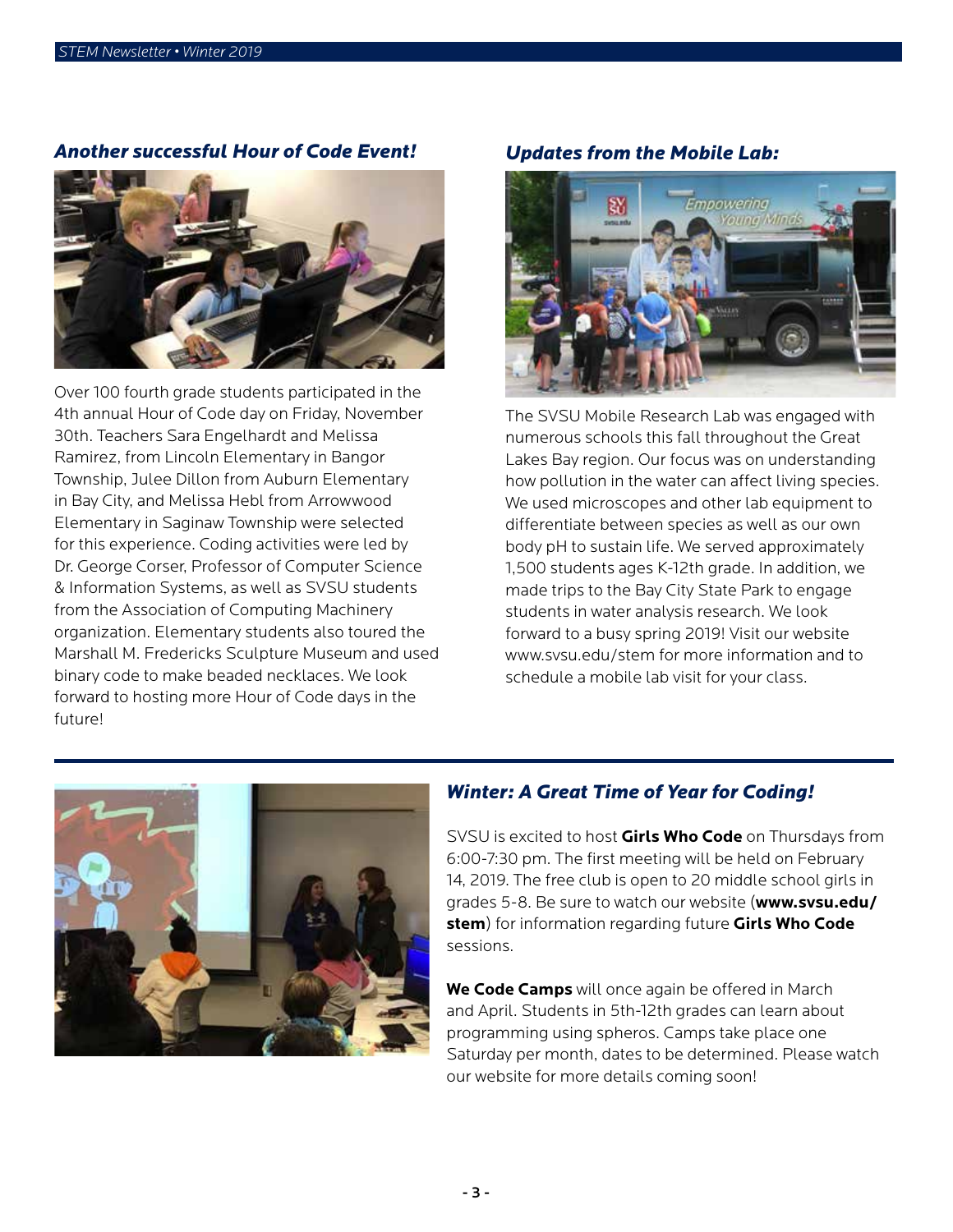## *Another successful Hour of Code Event!*

Over 100 fourth grade students participated in the 4th annual Hour of Code day on Friday, November 30th. Teachers Sara Engelhardt and Melissa Ramirez, from Lincoln Elementary in Bangor Township, Julee Dillon from Auburn Elementary in Bay City, and Melissa Hebl from Arrowwood Elementary in Saginaw Township were selected for this experience. Coding activities were led by Dr. George Corser, Professor of Computer Science & Information Systems, as well as SVSU students from the Association of Computing Machinery organization. Elementary students also toured the Marshall M. Fredericks Sculpture Museum and used binary code to make beaded necklaces. We look forward to hosting more Hour of Code days in the future!

## *Updates from the Mobile Lab:*

The SVSU Mobile Research Lab was engaged with numerous schools this fall throughout the Great Lakes Bay region. Our focus was on understanding how pollution in the water can affect living species. We used microscopes and other lab equipment to differentiate between species as well as our own body pH to sustain life. We served approximately 1,500 students ages K-12th grade. In addition, we made trips to the Bay City State Park to engage students in water analysis research. We look forward to a busy spring 2019! Visit our website www.svsu.edu/stem for more information and to schedule a mobile lab visit for your class.

## *Winter: A Great Time of Year for Coding!*

SVSU is excited to host **Girls Who Code** on Thursdays from 6:00-7:30 pm. The first meeting will be held on February 14, 2019. The free club is open to 20 middle school girls in grades 5-8. Be sure to watch our website (**www.svsu.edu/stem**) for information regarding future **Girls Who Code** sessions.

**We Code Camps** will once again be offered in March and April. Students in 5th-12th grades can learn about programming using spheros. Camps take place one Saturday per month, dates to be determined. Please watch our website for more details coming soon!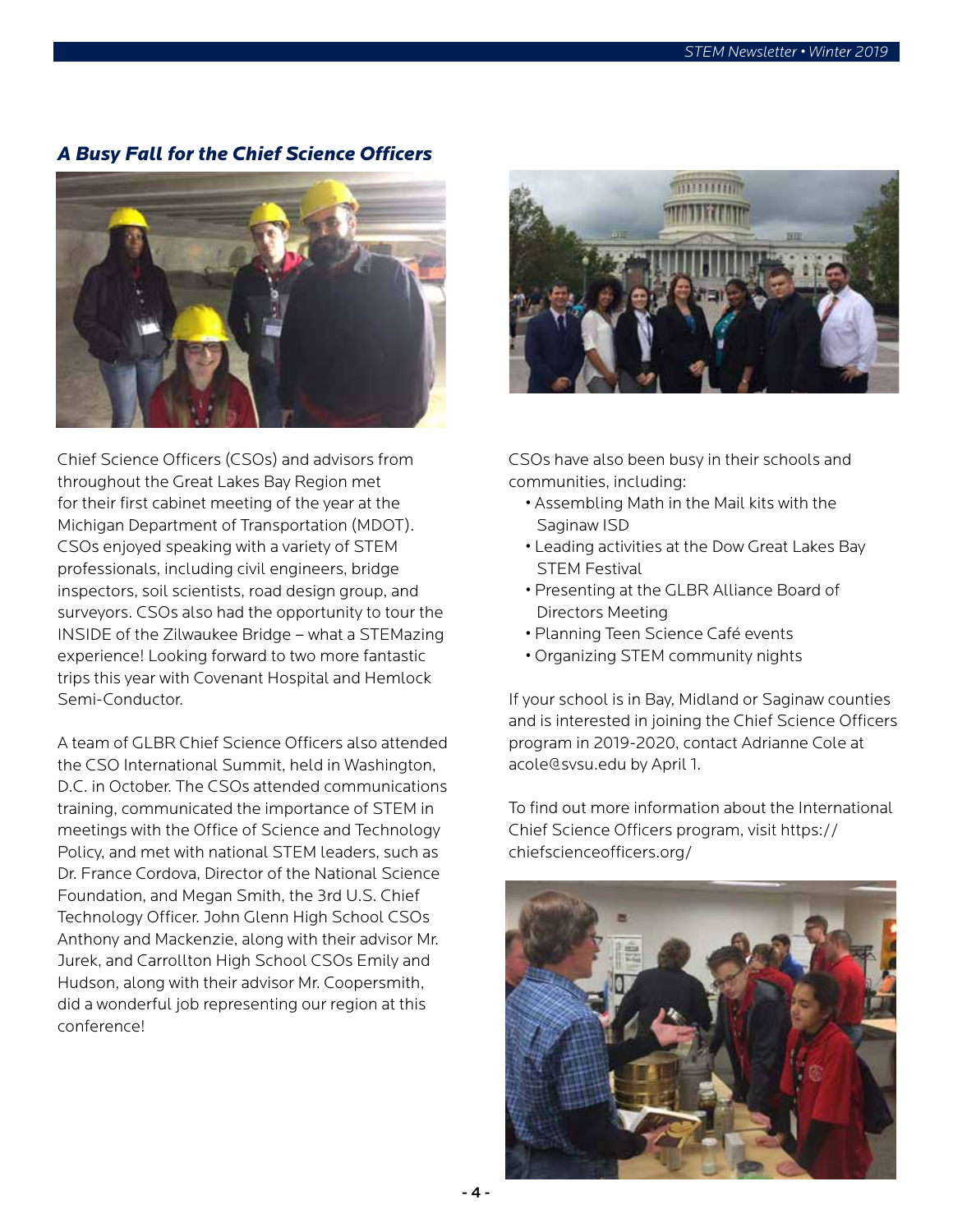## *A Busy Fall for the Chief Science Officers*

Chief Science Officers (CSOs) and advisors from throughout the Great Lakes Bay Region met for their first cabinet meeting of the year at the Michigan Department of Transportation (MDOT). CSOs enjoyed speaking with a variety of STEM professionals, including civil engineers, bridge inspectors, soil scientists, road design group, and surveyors. CSOs also had the opportunity to tour the INSIDE of the Zilwaukee Bridge – what a STEMazing experience! Looking forward to two more fantastic trips this year with Covenant Hospital and Hemlock Semi-Conductor.

A team of GLBR Chief Science Officers also attended the CSO International Summit, held in Washington, D.C. in October. The CSOs attended communications training, communicated the importance of STEM in meetings with the Office of Science and Technology Policy, and met with national STEM leaders, such as Dr. France Cordova, Director of the National Science Foundation, and Megan Smith, the 3rd U.S. Chief Technology Officer. John Glenn High School CSOs Anthony and Mackenzie, along with their advisor Mr. Jurek, and Carrollton High School CSOs Emily and Hudson, along with their advisor Mr. Coopersmith, did a wonderful job representing our region at this conference!

CSOs have also been busy in their schools and communities, including:

- Assembling Math in the Mail kits with the Saginaw ISD
- Leading activities at the Dow Great Lakes Bay STEM Festival
- Presenting at the GLBR Alliance Board of Directors Meeting
- Planning Teen Science Café events
- Organizing STEM community nights

If your school is in Bay, Midland or Saginaw counties and is interested in joining the Chief Science Officers program in 2019-2020, contact Adrianne Cole at acole@svsu.edu by April 1.

To find out more information about the International Chief Science Officers program, visit https://chiefscienceofficers.org/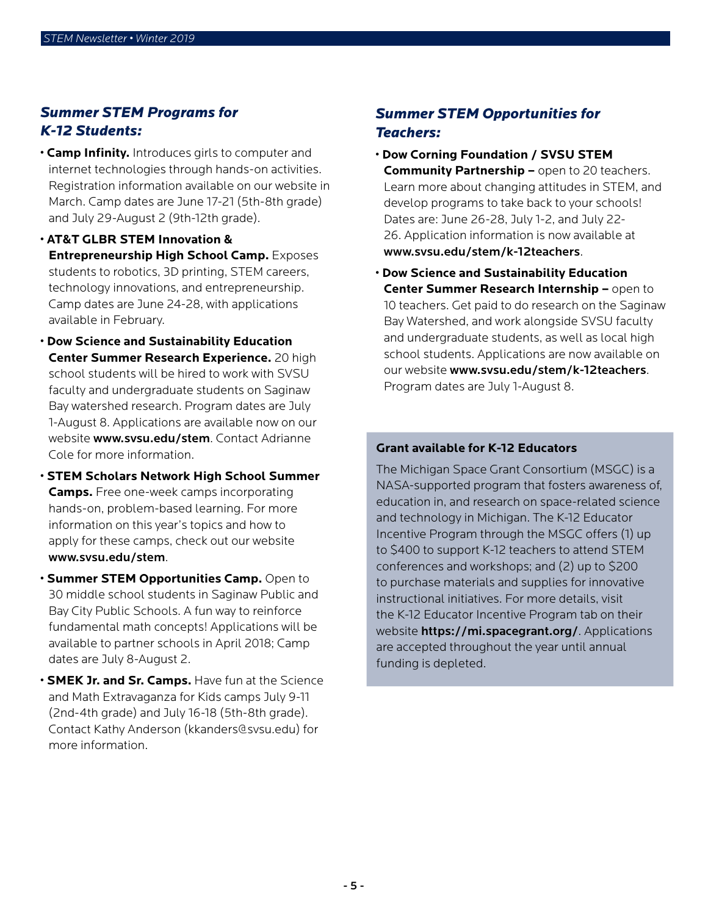## *Summer STEM Programs for K-12 Students:*

- **Camp Infinity.** Introduces girls to computer and internet technologies through hands-on activities. Registration information available on our website in March. Camp dates are June 17-21 (5th-8th grade) and July 29-August 2 (9th-12th grade).
- **AT&T GLBR STEM Innovation & Entrepreneurship High School Camp.** Exposes students to robotics, 3D printing, STEM careers, technology innovations, and entrepreneurship. Camp dates are June 24-28, with applications available in February.
- **Dow Science and Sustainability Education Center Summer Research Experience.** 20 high school students will be hired to work with SVSU faculty and undergraduate students on Saginaw Bay watershed research. Program dates are July 1-August 8. Applications are available now on our website **www.svsu.edu/stem**. Contact Adrianne Cole for more information.
- **STEM Scholars Network High School Summer Camps.** Free one-week camps incorporating hands-on, problem-based learning. For more information on this year's topics and how to apply for these camps, check out our website **www.svsu.edu/stem**.
- **Summer STEM Opportunities Camp.** Open to 30 middle school students in Saginaw Public and Bay City Public Schools. A fun way to reinforce fundamental math concepts! Applications will be available to partner schools in April 2018; Camp dates are July 8-August 2.
- **SMEK Jr. and Sr. Camps.** Have fun at the Science and Math Extravaganza for Kids camps July 9-11 (2nd-4th grade) and July 16-18 (5th-8th grade). Contact Kathy Anderson (kkanders@svsu.edu) for more information.

## *Summer STEM Opportunities for Teachers:*

- **Dow Corning Foundation / SVSU STEM Community Partnership –** open to 20 teachers. Learn more about changing attitudes in STEM, and develop programs to take back to your schools! Dates are: June 26-28, July 1-2, and July 22-26. Application information is now available at **www.svsu.edu/stem/k-12teachers**.
- **Dow Science and Sustainability Education Center Summer Research Internship –** open to 10 teachers. Get paid to do research on the Saginaw Bay Watershed, and work alongside SVSU faculty and undergraduate students, as well as local high school students. Applications are now available on our website **www.svsu.edu/stem/k-12teachers**. Program dates are July 1-August 8.

### Grant available for K-12 Educators

The Michigan Space Grant Consortium (MSGC) is a NASA-supported program that fosters awareness of, education in, and research on space-related science and technology in Michigan. The K-12 Educator Incentive Program through the MSGC offers (1) up to $400 to support K-12 teachers to attend STEM conferences and workshops; and (2) up to $200 to purchase materials and supplies for innovative instructional initiatives. For more details, visit the K-12 Educator Incentive Program tab on their website **https://mi.spacegrant.org/**. Applications are accepted throughout the year until annual funding is depleted.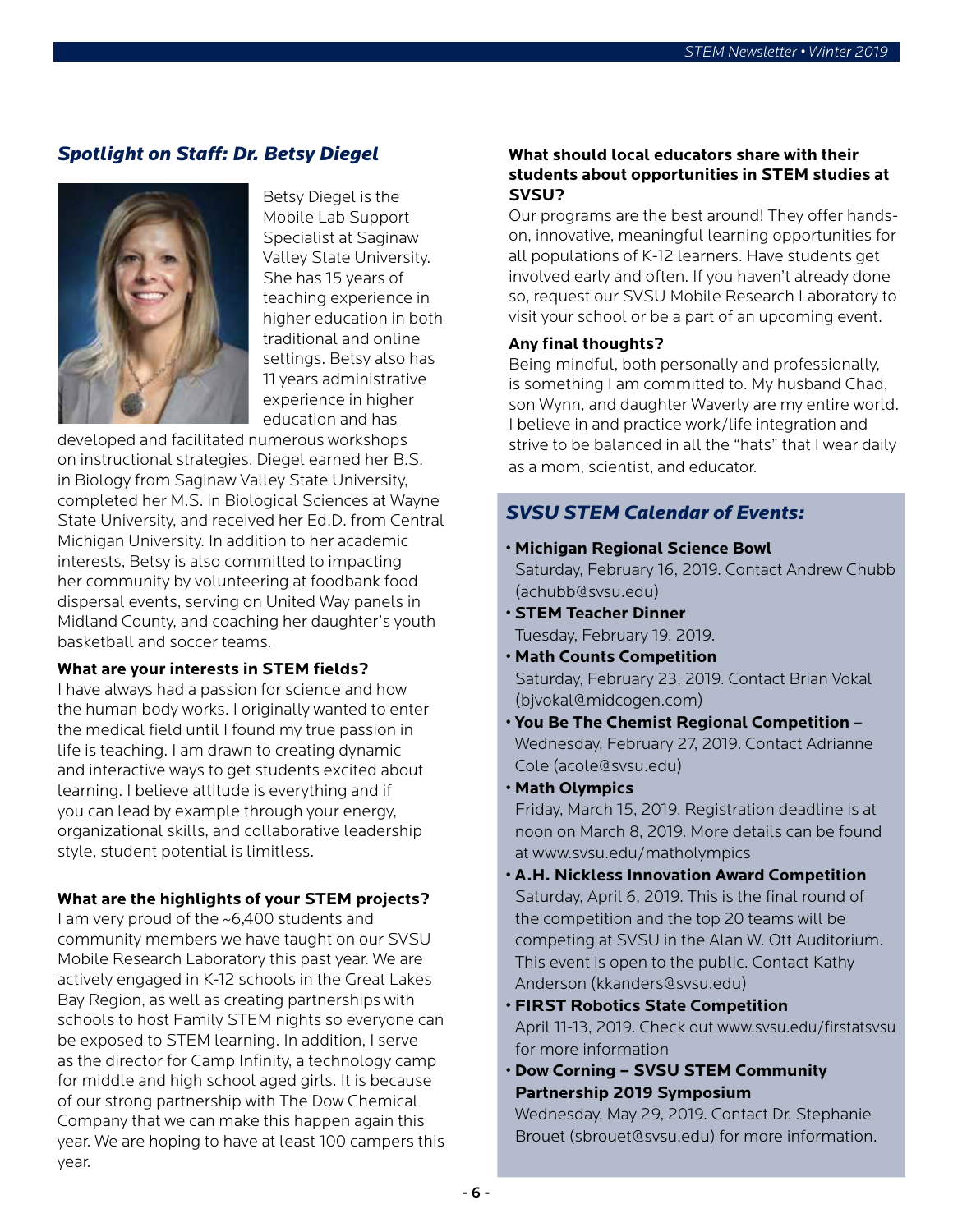## *Spotlight on Staff: Dr. Betsy Diegel*

Betsy Diegel is the Mobile Lab Support Specialist at Saginaw Valley State University. She has 15 years of teaching experience in higher education in both traditional and online settings. Betsy also has 11 years administrative experience in higher education and has developed and facilitated numerous workshops on instructional strategies. Diegel earned her B.S. in Biology from Saginaw Valley State University, completed her M.S. in Biological Sciences at Wayne State University, and received her Ed.D. from Central Michigan University. In addition to her academic interests, Betsy is also committed to impacting her community by volunteering at foodbank food dispersal events, serving on United Way panels in Midland County, and coaching her daughter's youth basketball and soccer teams.

**What are your interests in STEM fields?**

I have always had a passion for science and how the human body works. I originally wanted to enter the medical field until I found my true passion in life is teaching. I am drawn to creating dynamic and interactive ways to get students excited about learning. I believe attitude is everything and if you can lead by example through your energy, organizational skills, and collaborative leadership style, student potential is limitless.

**What are the highlights of your STEM projects?**

I am very proud of the ~6,400 students and community members we have taught on our SVSU Mobile Research Laboratory this past year. We are actively engaged in K-12 schools in the Great Lakes Bay Region, as well as creating partnerships with schools to host Family STEM nights so everyone can be exposed to STEM learning. In addition, I serve as the director for Camp Infinity, a technology camp for middle and high school aged girls. It is because of our strong partnership with The Dow Chemical Company that we can make this happen again this year. We are hoping to have at least 100 campers this year.

**What should local educators share with their students about opportunities in STEM studies at SVSU?**

Our programs are the best around! They offer hands-on, innovative, meaningful learning opportunities for all populations of K-12 learners. Have students get involved early and often. If you haven't already done so, request our SVSU Mobile Research Laboratory to visit your school or be a part of an upcoming event.

**Any final thoughts?**

Being mindful, both personally and professionally, is something I am committed to. My husband Chad, son Wynn, and daughter Waverly are my entire world. I believe in and practice work/life integration and strive to be balanced in all the "hats" that I wear daily as a mom, scientist, and educator.

## *SVSU STEM Calendar of Events:*

- **Michigan Regional Science Bowl**
  Saturday, February 16, 2019. Contact Andrew Chubb (achubb@svsu.edu)
- **STEM Teacher Dinner**
  Tuesday, February 19, 2019.
- **Math Counts Competition**
  Saturday, February 23, 2019. Contact Brian Vokal (bjvokal@midcogen.com)
- **You Be The Chemist Regional Competition** – Wednesday, February 27, 2019. Contact Adrianne Cole (acole@svsu.edu)
- **Math Olympics**
  Friday, March 15, 2019. Registration deadline is at noon on March 8, 2019. More details can be found at www.svsu.edu/matholympics
- **A.H. Nickless Innovation Award Competition**
  Saturday, April 6, 2019. This is the final round of the competition and the top 20 teams will be competing at SVSU in the Alan W. Ott Auditorium. This event is open to the public. Contact Kathy Anderson (kkanders@svsu.edu)
- **FIRST Robotics State Competition**
  April 11-13, 2019. Check out www.svsu.edu/firstatsvsu for more information
- **Dow Corning – SVSU STEM Community Partnership 2019 Symposium**
  Wednesday, May 29, 2019. Contact Dr. Stephanie Brouet (sbrouet@svsu.edu) for more information.